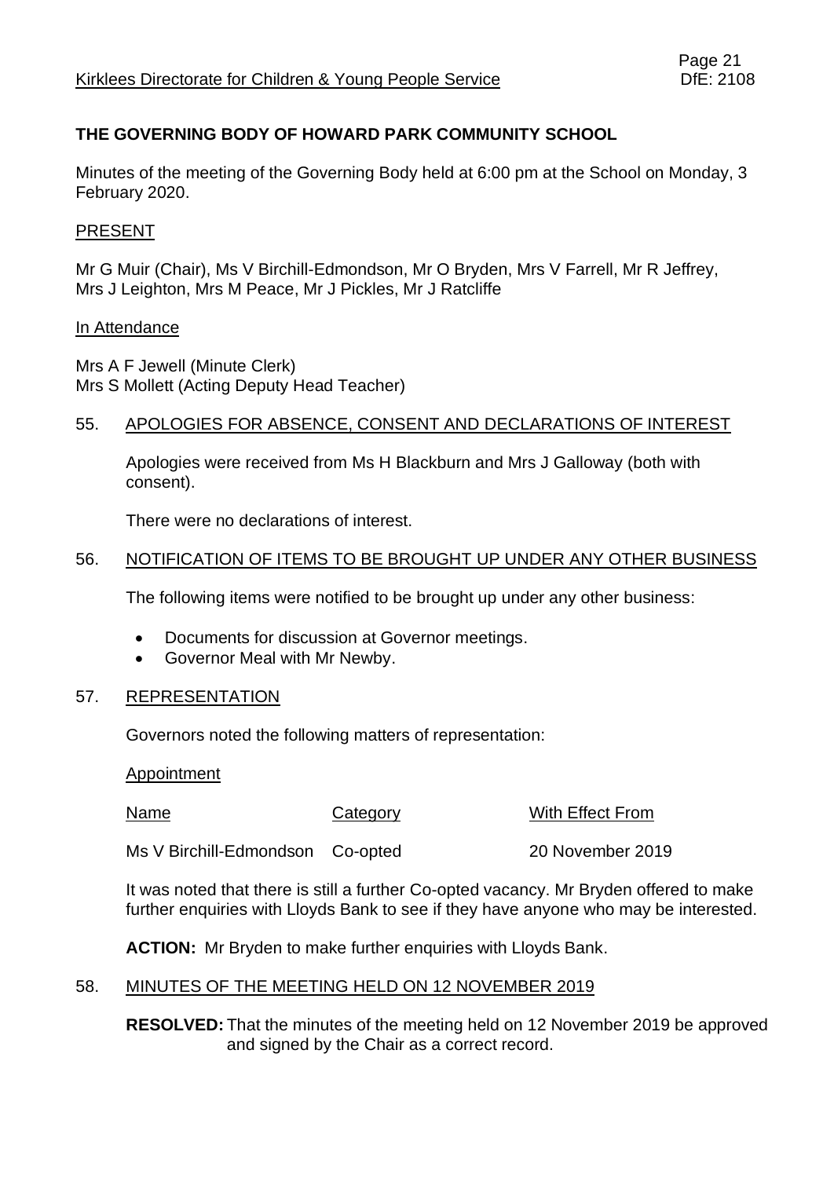# THE GOVERNING BODY OF HOWARD PARK COMMUNITY SCHOOL

Minutes of the meeting of the Governing Body held at 6:00 pm at the School on Monday, 3 February 2020.

## PRESENT

Mr G Muir (Chair), Ms V Birchill-Edmondson, Mr O Bryden, Mrs V Farrell, Mr R Jeffrey, Mrs J Leighton, Mrs M Peace, Mr J Pickles, Mr J Ratcliffe

### In Attendance

Mrs A F Jewell (Minute Clerk)
Mrs S Mollett (Acting Deputy Head Teacher)

## 55. APOLOGIES FOR ABSENCE, CONSENT AND DECLARATIONS OF INTEREST

Apologies were received from Ms H Blackburn and Mrs J Galloway (both with consent).

There were no declarations of interest.

## 56. NOTIFICATION OF ITEMS TO BE BROUGHT UP UNDER ANY OTHER BUSINESS

The following items were notified to be brought up under any other business:

- Documents for discussion at Governor meetings.
- Governor Meal with Mr Newby.

## 57. REPRESENTATION

Governors noted the following matters of representation:

### Appointment

| Name | Category | With Effect From |
|---|---|---|
| Ms V Birchill-Edmondson | Co-opted | 20 November 2019 |

It was noted that there is still a further Co-opted vacancy. Mr Bryden offered to make further enquiries with Lloyds Bank to see if they have anyone who may be interested.

**ACTION:** Mr Bryden to make further enquiries with Lloyds Bank.

## 58. MINUTES OF THE MEETING HELD ON 12 NOVEMBER 2019

**RESOLVED:** That the minutes of the meeting held on 12 November 2019 be approved and signed by the Chair as a correct record.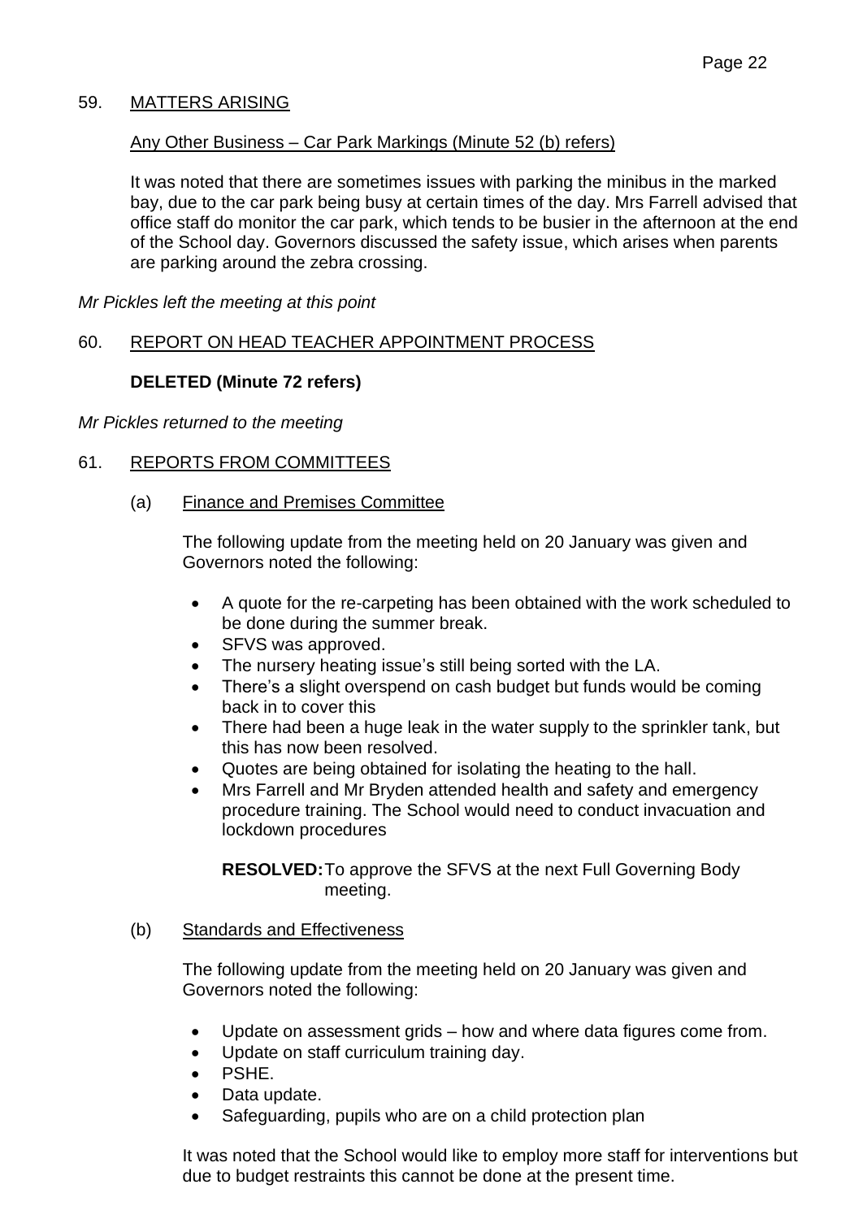## 59. MATTERS ARISING

### Any Other Business – Car Park Markings (Minute 52 (b) refers)

It was noted that there are sometimes issues with parking the minibus in the marked bay, due to the car park being busy at certain times of the day. Mrs Farrell advised that office staff do monitor the car park, which tends to be busier in the afternoon at the end of the School day. Governors discussed the safety issue, which arises when parents are parking around the zebra crossing.

*Mr Pickles left the meeting at this point*

## 60. REPORT ON HEAD TEACHER APPOINTMENT PROCESS

**DELETED (Minute 72 refers)**

*Mr Pickles returned to the meeting*

## 61. REPORTS FROM COMMITTEES

### (a) Finance and Premises Committee

The following update from the meeting held on 20 January was given and Governors noted the following:

- A quote for the re-carpeting has been obtained with the work scheduled to be done during the summer break.
- SFVS was approved.
- The nursery heating issue's still being sorted with the LA.
- There's a slight overspend on cash budget but funds would be coming back in to cover this
- There had been a huge leak in the water supply to the sprinkler tank, but this has now been resolved.
- Quotes are being obtained for isolating the heating to the hall.
- Mrs Farrell and Mr Bryden attended health and safety and emergency procedure training. The School would need to conduct invacuation and lockdown procedures

**RESOLVED:** To approve the SFVS at the next Full Governing Body meeting.

### (b) Standards and Effectiveness

The following update from the meeting held on 20 January was given and Governors noted the following:

- Update on assessment grids – how and where data figures come from.
- Update on staff curriculum training day.
- PSHE.
- Data update.
- Safeguarding, pupils who are on a child protection plan

It was noted that the School would like to employ more staff for interventions but due to budget restraints this cannot be done at the present time.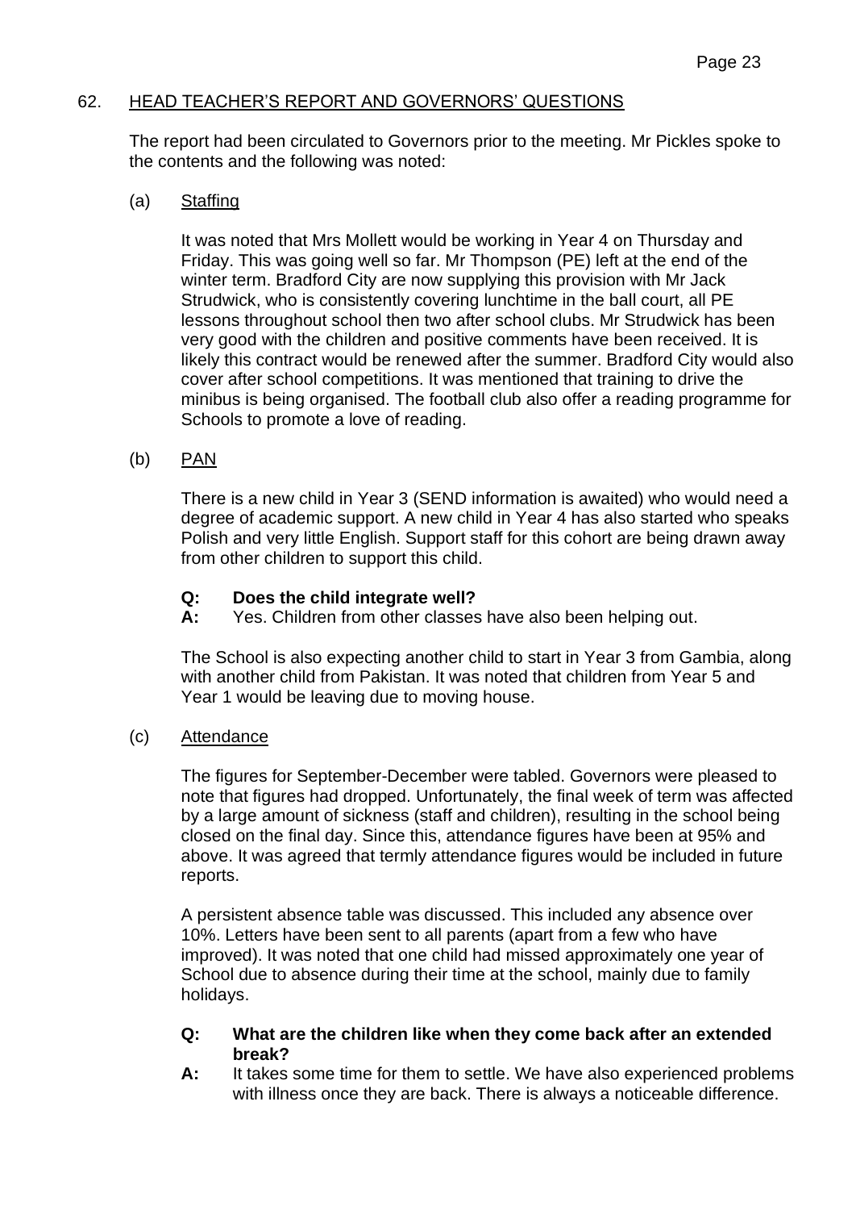## 62. HEAD TEACHER'S REPORT AND GOVERNORS' QUESTIONS

The report had been circulated to Governors prior to the meeting. Mr Pickles spoke to the contents and the following was noted:

### (a) Staffing

It was noted that Mrs Mollett would be working in Year 4 on Thursday and Friday. This was going well so far. Mr Thompson (PE) left at the end of the winter term. Bradford City are now supplying this provision with Mr Jack Strudwick, who is consistently covering lunchtime in the ball court, all PE lessons throughout school then two after school clubs. Mr Strudwick has been very good with the children and positive comments have been received. It is likely this contract would be renewed after the summer. Bradford City would also cover after school competitions. It was mentioned that training to drive the minibus is being organised. The football club also offer a reading programme for Schools to promote a love of reading.

### (b) PAN

There is a new child in Year 3 (SEND information is awaited) who would need a degree of academic support. A new child in Year 4 has also started who speaks Polish and very little English. Support staff for this cohort are being drawn away from other children to support this child.

**Q: Does the child integrate well?**
**A:** Yes. Children from other classes have also been helping out.

The School is also expecting another child to start in Year 3 from Gambia, along with another child from Pakistan. It was noted that children from Year 5 and Year 1 would be leaving due to moving house.

### (c) Attendance

The figures for September-December were tabled. Governors were pleased to note that figures had dropped. Unfortunately, the final week of term was affected by a large amount of sickness (staff and children), resulting in the school being closed on the final day. Since this, attendance figures have been at 95% and above. It was agreed that termly attendance figures would be included in future reports.

A persistent absence table was discussed. This included any absence over 10%. Letters have been sent to all parents (apart from a few who have improved). It was noted that one child had missed approximately one year of School due to absence during their time at the school, mainly due to family holidays.

**Q: What are the children like when they come back after an extended break?**
**A:** It takes some time for them to settle. We have also experienced problems with illness once they are back. There is always a noticeable difference.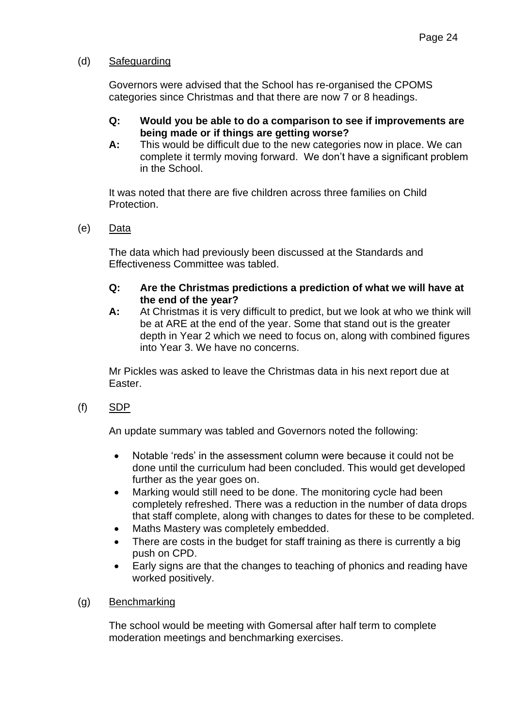(d) Safeguarding

Governors were advised that the School has re-organised the CPOMS categories since Christmas and that there are now 7 or 8 headings.

**Q: Would you be able to do a comparison to see if improvements are being made or if things are getting worse?**

**A:** This would be difficult due to the new categories now in place. We can complete it termly moving forward. We don't have a significant problem in the School.

It was noted that there are five children across three families on Child Protection.

(e) Data

The data which had previously been discussed at the Standards and Effectiveness Committee was tabled.

**Q: Are the Christmas predictions a prediction of what we will have at the end of the year?**

**A:** At Christmas it is very difficult to predict, but we look at who we think will be at ARE at the end of the year. Some that stand out is the greater depth in Year 2 which we need to focus on, along with combined figures into Year 3. We have no concerns.

Mr Pickles was asked to leave the Christmas data in his next report due at Easter.

(f) SDP

An update summary was tabled and Governors noted the following:

- Notable 'reds' in the assessment column were because it could not be done until the curriculum had been concluded. This would get developed further as the year goes on.
- Marking would still need to be done. The monitoring cycle had been completely refreshed. There was a reduction in the number of data drops that staff complete, along with changes to dates for these to be completed.
- Maths Mastery was completely embedded.
- There are costs in the budget for staff training as there is currently a big push on CPD.
- Early signs are that the changes to teaching of phonics and reading have worked positively.

(g) Benchmarking

The school would be meeting with Gomersal after half term to complete moderation meetings and benchmarking exercises.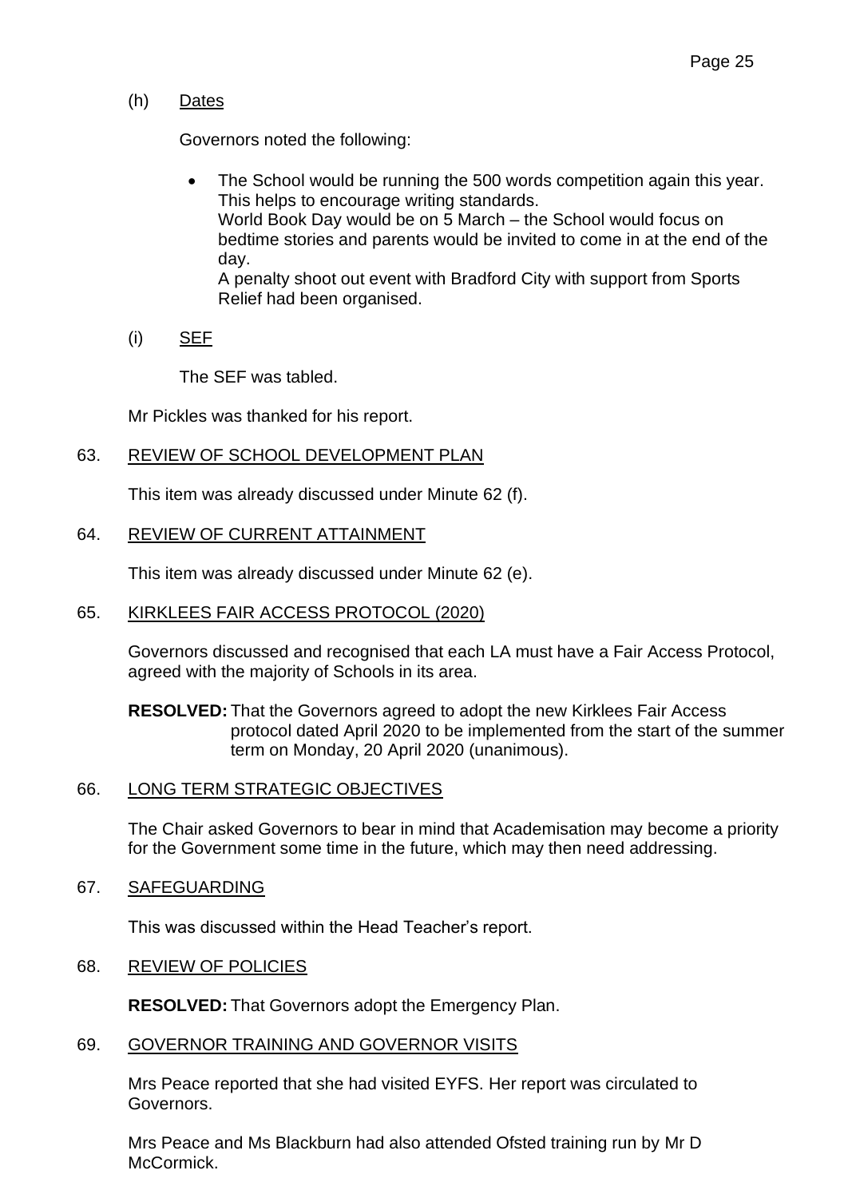(h) Dates

Governors noted the following:

- The School would be running the 500 words competition again this year. This helps to encourage writing standards.
  World Book Day would be on 5 March – the School would focus on bedtime stories and parents would be invited to come in at the end of the day.
  A penalty shoot out event with Bradford City with support from Sports Relief had been organised.

(i) SEF

The SEF was tabled.

Mr Pickles was thanked for his report.

63. REVIEW OF SCHOOL DEVELOPMENT PLAN

This item was already discussed under Minute 62 (f).

64. REVIEW OF CURRENT ATTAINMENT

This item was already discussed under Minute 62 (e).

65. KIRKLEES FAIR ACCESS PROTOCOL (2020)

Governors discussed and recognised that each LA must have a Fair Access Protocol, agreed with the majority of Schools in its area.

**RESOLVED:** That the Governors agreed to adopt the new Kirklees Fair Access protocol dated April 2020 to be implemented from the start of the summer term on Monday, 20 April 2020 (unanimous).

66. LONG TERM STRATEGIC OBJECTIVES

The Chair asked Governors to bear in mind that Academisation may become a priority for the Government some time in the future, which may then need addressing.

67. SAFEGUARDING

This was discussed within the Head Teacher's report.

68. REVIEW OF POLICIES

**RESOLVED:** That Governors adopt the Emergency Plan.

69. GOVERNOR TRAINING AND GOVERNOR VISITS

Mrs Peace reported that she had visited EYFS. Her report was circulated to Governors.

Mrs Peace and Ms Blackburn had also attended Ofsted training run by Mr D McCormick.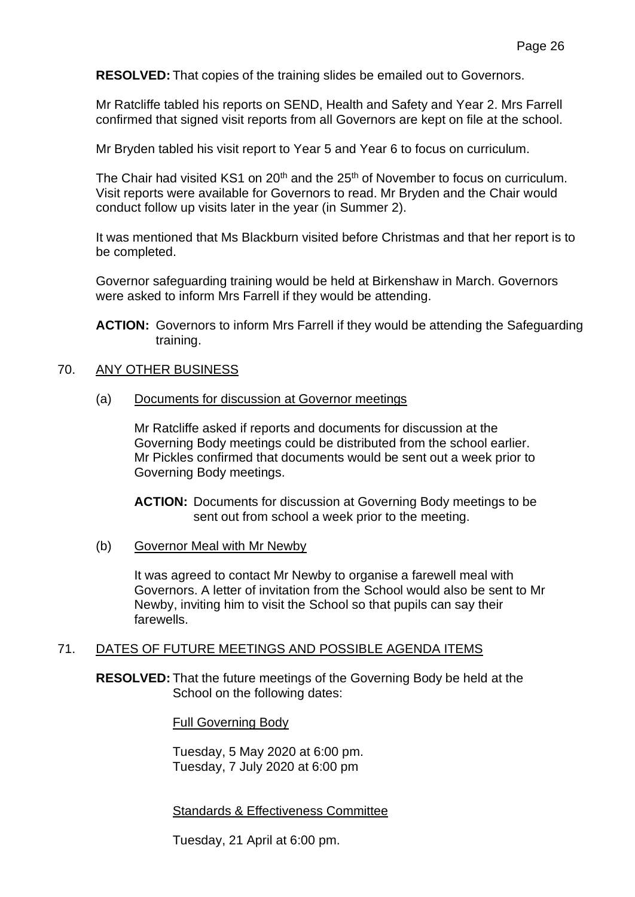**RESOLVED:** That copies of the training slides be emailed out to Governors.

Mr Ratcliffe tabled his reports on SEND, Health and Safety and Year 2. Mrs Farrell confirmed that signed visit reports from all Governors are kept on file at the school.

Mr Bryden tabled his visit report to Year 5 and Year 6 to focus on curriculum.

The Chair had visited KS1 on 20th and the 25th of November to focus on curriculum. Visit reports were available for Governors to read. Mr Bryden and the Chair would conduct follow up visits later in the year (in Summer 2).

It was mentioned that Ms Blackburn visited before Christmas and that her report is to be completed.

Governor safeguarding training would be held at Birkenshaw in March. Governors were asked to inform Mrs Farrell if they would be attending.

**ACTION:** Governors to inform Mrs Farrell if they would be attending the Safeguarding training.

## 70. ANY OTHER BUSINESS

### (a) Documents for discussion at Governor meetings

Mr Ratcliffe asked if reports and documents for discussion at the Governing Body meetings could be distributed from the school earlier. Mr Pickles confirmed that documents would be sent out a week prior to Governing Body meetings.

**ACTION:** Documents for discussion at Governing Body meetings to be sent out from school a week prior to the meeting.

### (b) Governor Meal with Mr Newby

It was agreed to contact Mr Newby to organise a farewell meal with Governors. A letter of invitation from the School would also be sent to Mr Newby, inviting him to visit the School so that pupils can say their farewells.

## 71. DATES OF FUTURE MEETINGS AND POSSIBLE AGENDA ITEMS

**RESOLVED:** That the future meetings of the Governing Body be held at the School on the following dates:

Full Governing Body

Tuesday, 5 May 2020 at 6:00 pm.
Tuesday, 7 July 2020 at 6:00 pm

Standards & Effectiveness Committee

Tuesday, 21 April at 6:00 pm.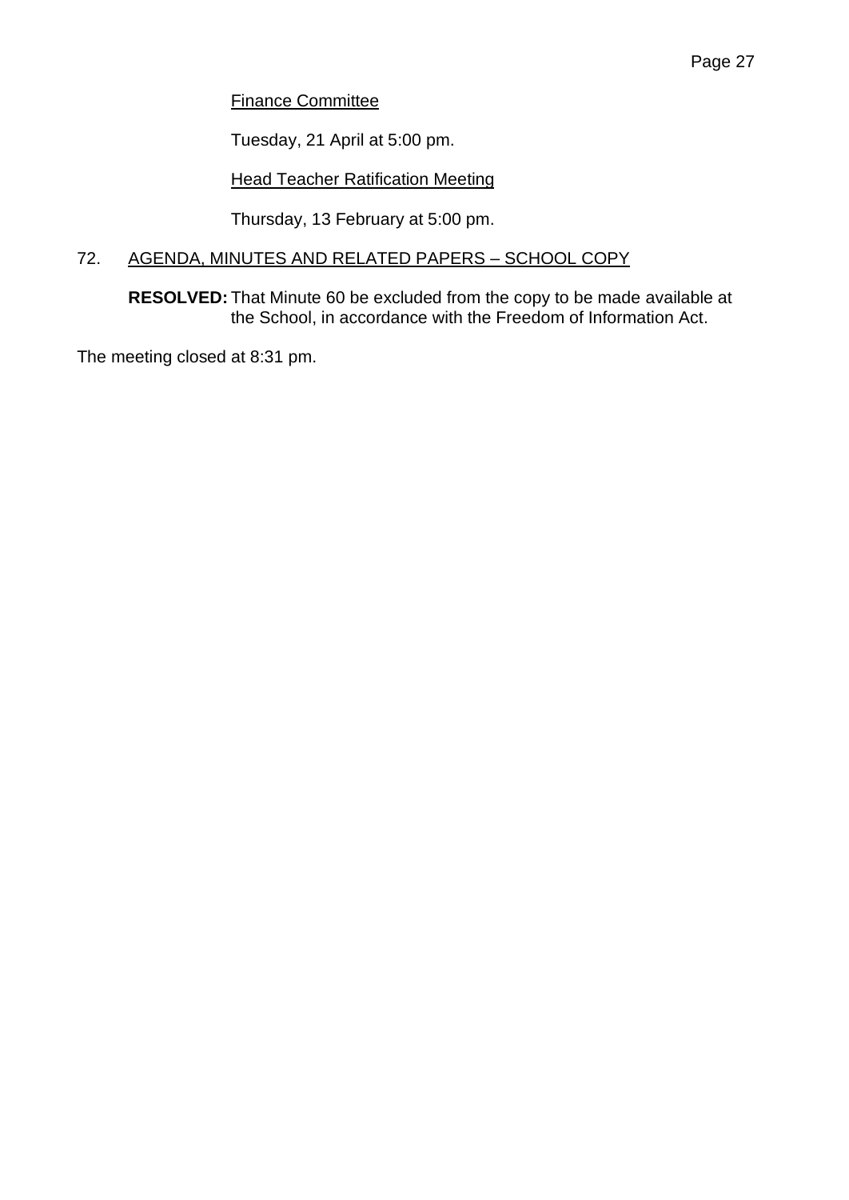Finance Committee

Tuesday, 21 April at 5:00 pm.

Head Teacher Ratification Meeting

Thursday, 13 February at 5:00 pm.

72. AGENDA, MINUTES AND RELATED PAPERS – SCHOOL COPY

**RESOLVED:** That Minute 60 be excluded from the copy to be made available at the School, in accordance with the Freedom of Information Act.

The meeting closed at 8:31 pm.